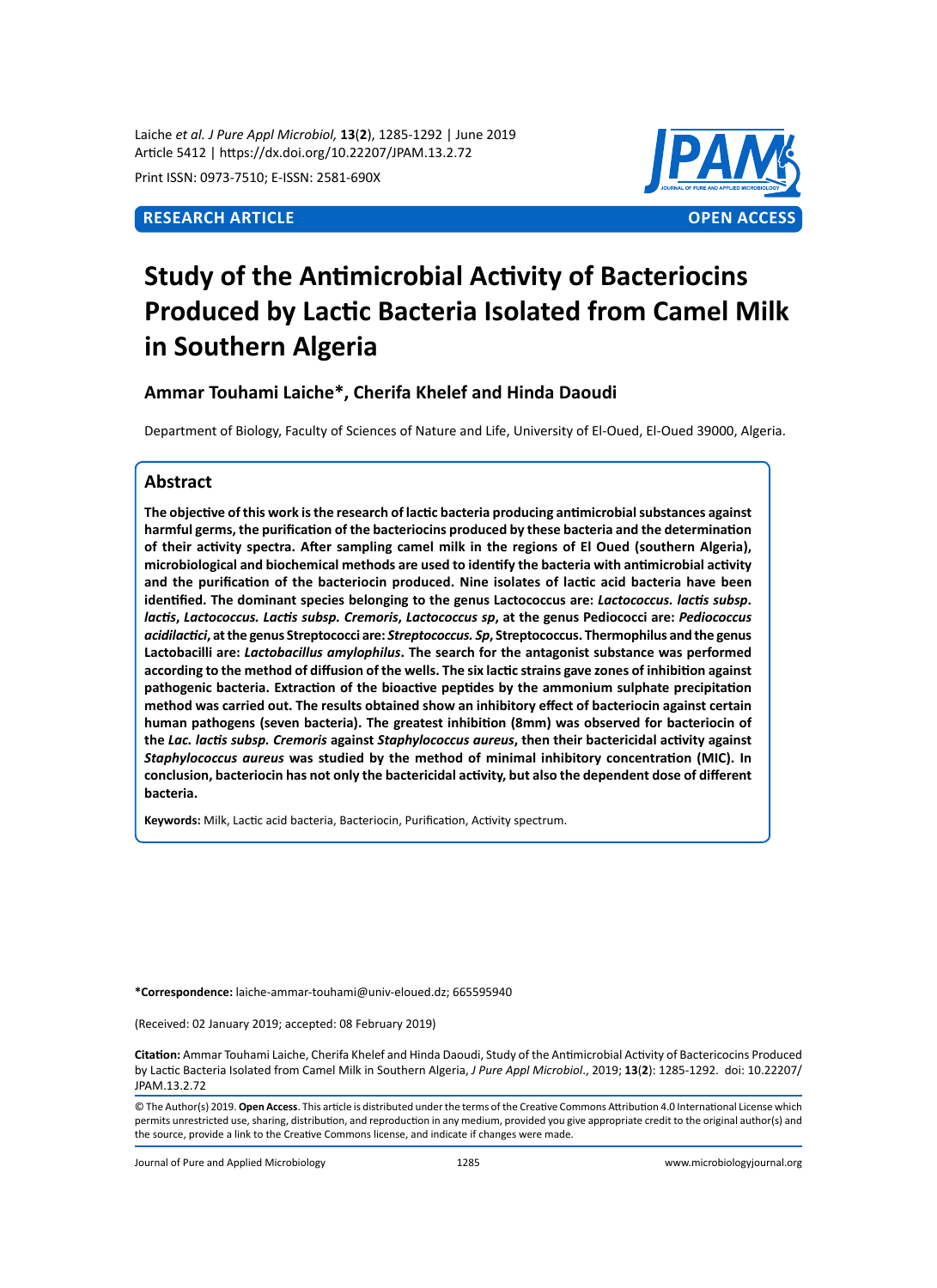Laiche *et al. J Pure Appl Microbiol,* **13**(**2**), 1285-1292 | June 2019
Article 5412 | https://dx.doi.org/10.22207/JPAM.13.2.72

Print ISSN: 0973-7510; E-ISSN: 2581-690X

**RESEARCH ARTICLE** **OPEN ACCESS**

# Study of the Antimicrobial Activity of Bacteriocins Produced by Lactic Bacteria Isolated from Camel Milk in Southern Algeria

### Ammar Touhami Laiche*, Cherifa Khelef and Hinda Daoudi

Department of Biology, Faculty of Sciences of Nature and Life, University of El-Oued, El-Oued 39000, Algeria.

## Abstract

**The objective of this work is the research of lactic bacteria producing antimicrobial substances against harmful germs, the purification of the bacteriocins produced by these bacteria and the determination of their activity spectra. After sampling camel milk in the regions of El Oued (southern Algeria), microbiological and biochemical methods are used to identify the bacteria with antimicrobial activity and the purification of the bacteriocin produced. Nine isolates of lactic acid bacteria have been identified. The dominant species belonging to the genus Lactococcus are: *Lactococcus. lactis subsp. lactis*, *Lactococcus. Lactis subsp. Cremoris*, *Lactococcus sp*, at the genus Pediococci are: *Pediococcus acidilactici*, at the genus Streptococci are: *Streptococcus. Sp*, Streptococcus. Thermophilus and the genus Lactobacilli are: *Lactobacillus amylophilus*. The search for the antagonist substance was performed according to the method of diffusion of the wells. The six lactic strains gave zones of inhibition against pathogenic bacteria. Extraction of the bioactive peptides by the ammonium sulphate precipitation method was carried out. The results obtained show an inhibitory effect of bacteriocin against certain human pathogens (seven bacteria). The greatest inhibition (8mm) was observed for bacteriocin of the *Lac. lactis subsp. Cremoris* against *Staphylococcus aureus*, then their bactericidal activity against *Staphylococcus aureus* was studied by the method of minimal inhibitory concentration (MIC). In conclusion, bacteriocin has not only the bactericidal activity, but also the dependent dose of different bacteria.**

**Keywords:** Milk, Lactic acid bacteria, Bacteriocin, Purification, Activity spectrum.

**\*Correspondence:** laiche-ammar-touhami@univ-eloued.dz; 665595940

(Received: 02 January 2019; accepted: 08 February 2019)

**Citation:** Ammar Touhami Laiche, Cherifa Khelef and Hinda Daoudi, Study of the Antimicrobial Activity of Bactericocins Produced by Lactic Bacteria Isolated from Camel Milk in Southern Algeria, *J Pure Appl Microbiol*., 2019; **13**(**2**): 1285-1292. doi: 10.22207/JPAM.13.2.72

© The Author(s) 2019. **Open Access**. This article is distributed under the terms of the Creative Commons Attribution 4.0 International License which permits unrestricted use, sharing, distribution, and reproduction in any medium, provided you give appropriate credit to the original author(s) and the source, provide a link to the Creative Commons license, and indicate if changes were made.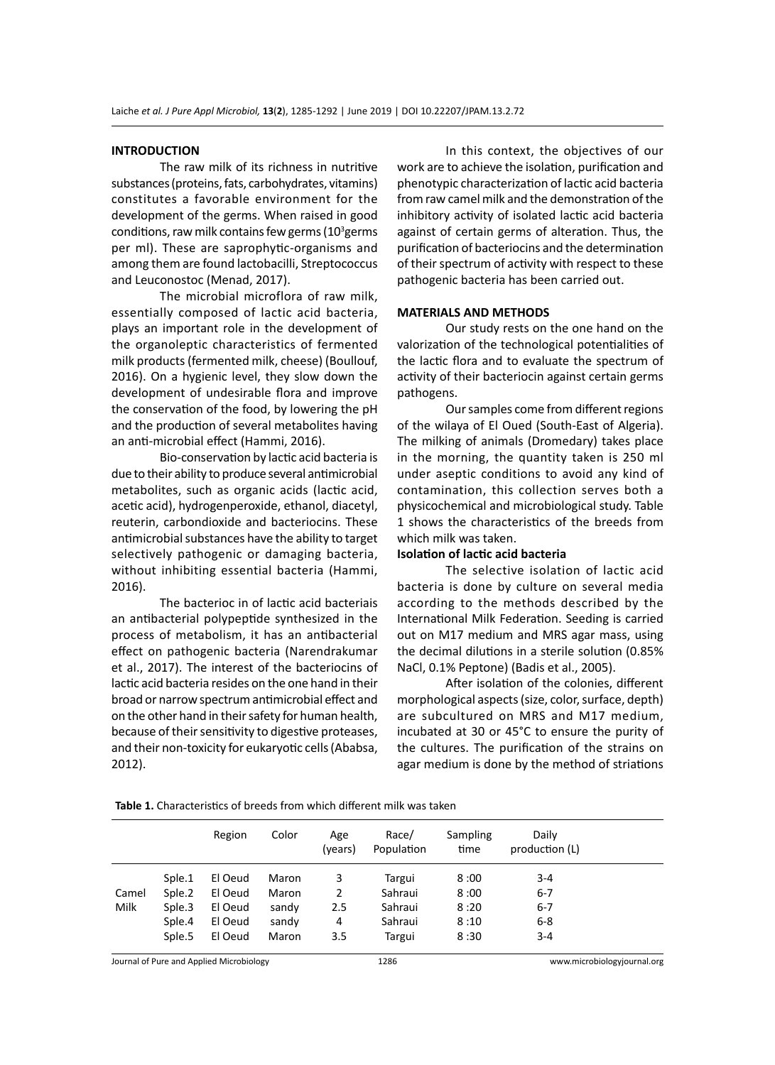## INTRODUCTION

The raw milk of its richness in nutritive substances (proteins, fats, carbohydrates, vitamins) constitutes a favorable environment for the development of the germs. When raised in good conditions, raw milk contains few germs ($10^3$germs per ml). These are saprophytic-organisms and among them are found lactobacilli, Streptococcus and Leuconostoc (Menad, 2017).

The microbial microflora of raw milk, essentially composed of lactic acid bacteria, plays an important role in the development of the organoleptic characteristics of fermented milk products (fermented milk, cheese) (Boullouf, 2016). On a hygienic level, they slow down the development of undesirable flora and improve the conservation of the food, by lowering the pH and the production of several metabolites having an anti-microbial effect (Hammi, 2016).

Bio-conservation by lactic acid bacteria is due to their ability to produce several antimicrobial metabolites, such as organic acids (lactic acid, acetic acid), hydrogenperoxide, ethanol, diacetyl, reuterin, carbondioxide and bacteriocins. These antimicrobial substances have the ability to target selectively pathogenic or damaging bacteria, without inhibiting essential bacteria (Hammi, 2016).

The bacterioc in of lactic acid bacteriais an antibacterial polypeptide synthesized in the process of metabolism, it has an antibacterial effect on pathogenic bacteria (Narendrakumar et al., 2017). The interest of the bacteriocins of lactic acid bacteria resides on the one hand in their broad or narrow spectrum antimicrobial effect and on the other hand in their safety for human health, because of their sensitivity to digestive proteases, and their non-toxicity for eukaryotic cells (Ababsa, 2012).

In this context, the objectives of our work are to achieve the isolation, purification and phenotypic characterization of lactic acid bacteria from raw camel milk and the demonstration of the inhibitory activity of isolated lactic acid bacteria against of certain germs of alteration. Thus, the purification of bacteriocins and the determination of their spectrum of activity with respect to these pathogenic bacteria has been carried out.

## MATERIALS AND METHODS

Our study rests on the one hand on the valorization of the technological potentialities of the lactic flora and to evaluate the spectrum of activity of their bacteriocin against certain germs pathogens.

Our samples come from different regions of the wilaya of El Oued (South-East of Algeria). The milking of animals (Dromedary) takes place in the morning, the quantity taken is 250 ml under aseptic conditions to avoid any kind of contamination, this collection serves both a physicochemical and microbiological study. Table 1 shows the characteristics of the breeds from which milk was taken.

### Isolation of lactic acid bacteria

The selective isolation of lactic acid bacteria is done by culture on several media according to the methods described by the International Milk Federation. Seeding is carried out on M17 medium and MRS agar mass, using the decimal dilutions in a sterile solution (0.85% NaCl, 0.1% Peptone) (Badis et al., 2005).

After isolation of the colonies, different morphological aspects (size, color, surface, depth) are subcultured on MRS and M17 medium, incubated at 30 or 45°C to ensure the purity of the cultures. The purification of the strains on agar medium is done by the method of striations

**Table 1.** Characteristics of breeds from which different milk was taken

| | | Region | Color | Age (years) | Race/ Population | Sampling time | Daily production (L) |
|---|---|---|---|---|---|---|---|
| Camel Milk | Sple.1 | El Oeud | Maron | 3 | Targui | 8 :00 | 3-4 |
| | Sple.2 | El Oeud | Maron | 2 | Sahraui | 8 :00 | 6-7 |
| | Sple.3 | El Oeud | sandy | 2.5 | Sahraui | 8 :20 | 6-7 |
| | Sple.4 | El Oeud | sandy | 4 | Sahraui | 8 :10 | 6-8 |
| | Sple.5 | El Oeud | Maron | 3.5 | Targui | 8 :30 | 3-4 |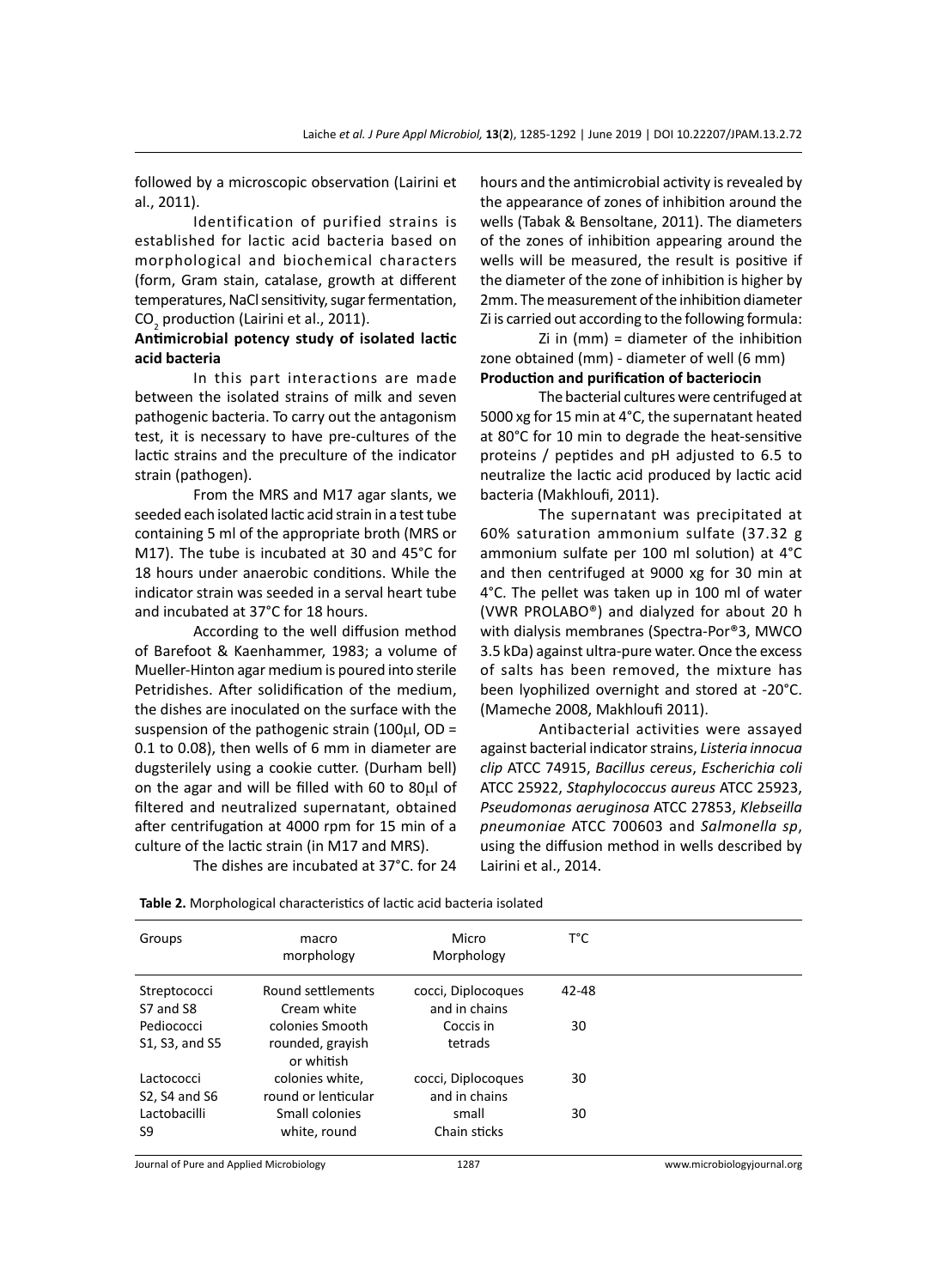followed by a microscopic observation (Lairini et al., 2011).

Identification of purified strains is established for lactic acid bacteria based on morphological and biochemical characters (form, Gram stain, catalase, growth at different temperatures, NaCl sensitivity, sugar fermentation, $CO_2$ production (Lairini et al., 2011).

### Antimicrobial potency study of isolated lactic acid bacteria

In this part interactions are made between the isolated strains of milk and seven pathogenic bacteria. To carry out the antagonism test, it is necessary to have pre-cultures of the lactic strains and the preculture of the indicator strain (pathogen).

From the MRS and M17 agar slants, we seeded each isolated lactic acid strain in a test tube containing 5 ml of the appropriate broth (MRS or M17). The tube is incubated at 30 and 45°C for 18 hours under anaerobic conditions. While the indicator strain was seeded in a serval heart tube and incubated at 37°C for 18 hours.

According to the well diffusion method of Barefoot & Kaenhammer, 1983; a volume of Mueller-Hinton agar medium is poured into sterile Petridishes. After solidification of the medium, the dishes are inoculated on the surface with the suspension of the pathogenic strain (100µl, OD = 0.1 to 0.08), then wells of 6 mm in diameter are dugsterilely using a cookie cutter. (Durham bell) on the agar and will be filled with 60 to 80µl of filtered and neutralized supernatant, obtained after centrifugation at 4000 rpm for 15 min of a culture of the lactic strain (in M17 and MRS).

The dishes are incubated at 37°C. for 24 hours and the antimicrobial activity is revealed by the appearance of zones of inhibition around the wells (Tabak & Bensoltane, 2011). The diameters of the zones of inhibition appearing around the wells will be measured, the result is positive if the diameter of the zone of inhibition is higher by 2mm. The measurement of the inhibition diameter Zi is carried out according to the following formula:

Zi in (mm) = diameter of the inhibition zone obtained (mm) - diameter of well (6 mm)

### Production and purification of bacteriocin

The bacterial cultures were centrifuged at 5000 xg for 15 min at 4°C, the supernatant heated at 80°C for 10 min to degrade the heat-sensitive proteins / peptides and pH adjusted to 6.5 to neutralize the lactic acid produced by lactic acid bacteria (Makhloufi, 2011).

The supernatant was precipitated at 60% saturation ammonium sulfate (37.32 g ammonium sulfate per 100 ml solution) at 4°C and then centrifuged at 9000 xg for 30 min at 4°C. The pellet was taken up in 100 ml of water (VWR PROLABO®) and dialyzed for about 20 h with dialysis membranes (Spectra-Por®3, MWCO 3.5 kDa) against ultra-pure water. Once the excess of salts has been removed, the mixture has been lyophilized overnight and stored at -20°C. (Mameche 2008, Makhloufi 2011).

Antibacterial activities were assayed against bacterial indicator strains, *Listeria innocua clip* ATCC 74915, *Bacillus cereus*, *Escherichia coli* ATCC 25922, *Staphylococcus aureus* ATCC 25923, *Pseudomonas aeruginosa* ATCC 27853, *Klebseilla pneumoniae* ATCC 700603 and *Salmonella sp*, using the diffusion method in wells described by Lairini et al., 2014.

**Table 2.** Morphological characteristics of lactic acid bacteria isolated

| Groups | macro morphology | Micro Morphology | T°C |
|---|---|---|---|
| Streptococci S7 and S8 | Round settlements Cream white | cocci, Diplocoques and in chains | 42-48 |
| Pediococci S1, S3, and S5 | colonies Smooth rounded, grayish or whitish | Coccis in tetrads | 30 |
| Lactococci S2, S4 and S6 | colonies white, round or lenticular | cocci, Diplocoques and in chains | 30 |
| Lactobacilli S9 | Small colonies white, round | small Chain sticks | 30 |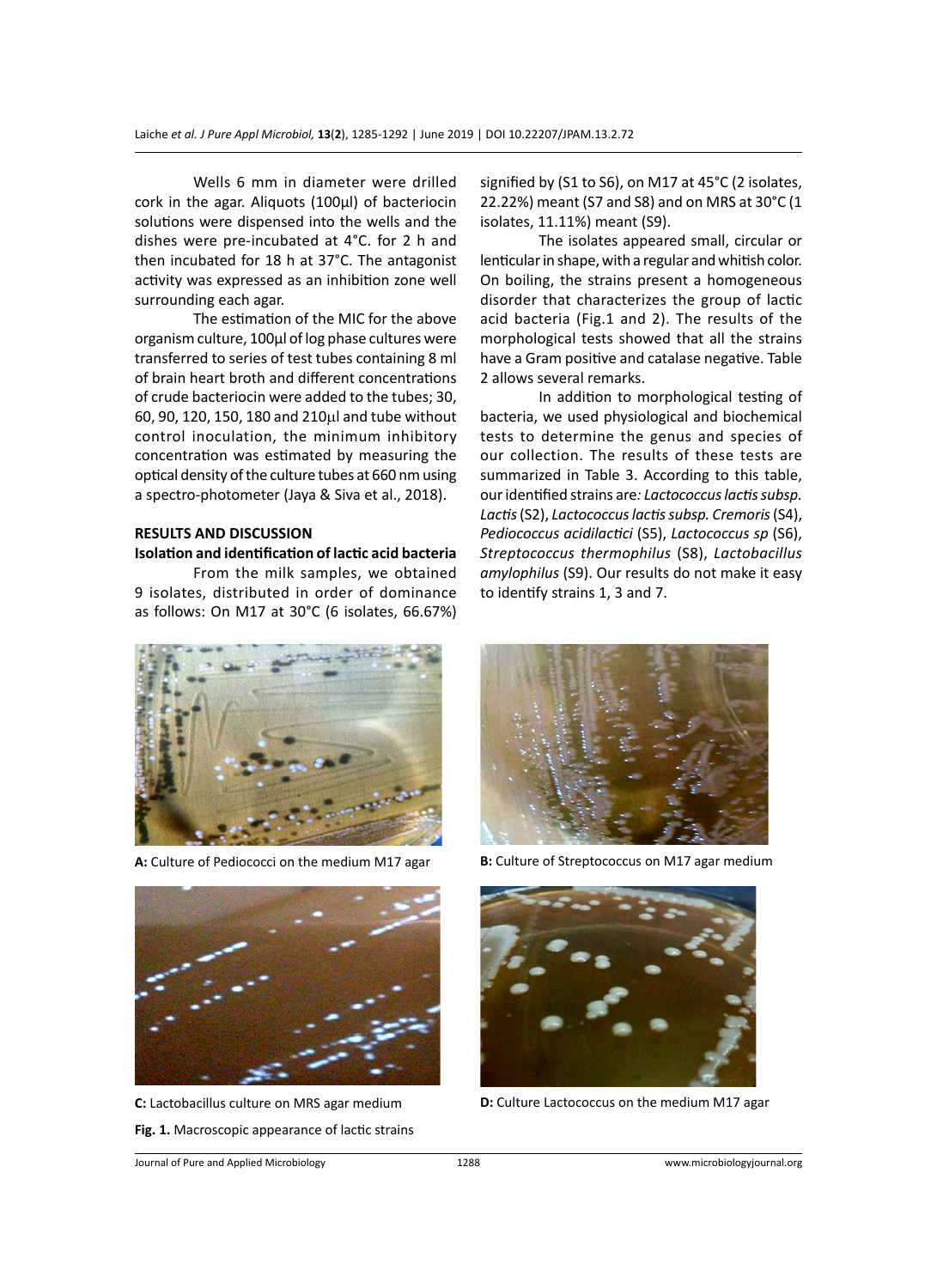Wells 6 mm in diameter were drilled cork in the agar. Aliquots (100µl) of bacteriocin solutions were dispensed into the wells and the dishes were pre-incubated at 4°C. for 2 h and then incubated for 18 h at 37°C. The antagonist activity was expressed as an inhibition zone well surrounding each agar.

The estimation of the MIC for the above organism culture, 100µl of log phase cultures were transferred to series of test tubes containing 8 ml of brain heart broth and different concentrations of crude bacteriocin were added to the tubes; 30, 60, 90, 120, 150, 180 and 210µl and tube without control inoculation, the minimum inhibitory concentration was estimated by measuring the optical density of the culture tubes at 660 nm using a spectro-photometer (Jaya & Siva et al., 2018).

## RESULTS AND DISCUSSION

### Isolation and identification of lactic acid bacteria

From the milk samples, we obtained 9 isolates, distributed in order of dominance as follows: On M17 at 30°C (6 isolates, 66.67%) signified by (S1 to S6), on M17 at 45°C (2 isolates, 22.22%) meant (S7 and S8) and on MRS at 30°C (1 isolates, 11.11%) meant (S9).

The isolates appeared small, circular or lenticular in shape, with a regular and whitish color. On boiling, the strains present a homogeneous disorder that characterizes the group of lactic acid bacteria (Fig.1 and 2). The results of the morphological tests showed that all the strains have a Gram positive and catalase negative. Table 2 allows several remarks.

In addition to morphological testing of bacteria, we used physiological and biochemical tests to determine the genus and species of our collection. The results of these tests are summarized in Table 3. According to this table, our identified strains are: *Lactococcus lactis subsp. Lactis* (S2), *Lactococcus lactis subsp. Cremoris* (S4), *Pediococcus acidilactici* (S5), *Lactococcus sp* (S6), *Streptococcus thermophilus* (S8), *Lactobacillus amylophilus* (S9). Our results do not make it easy to identify strains 1, 3 and 7.

**A:** Culture of Pediococci on the medium M17 agar

**B:** Culture of Streptococcus on M17 agar medium

**C:** Lactobacillus culture on MRS agar medium

**D:** Culture Lactococcus on the medium M17 agar

**Fig. 1.** Macroscopic appearance of lactic strains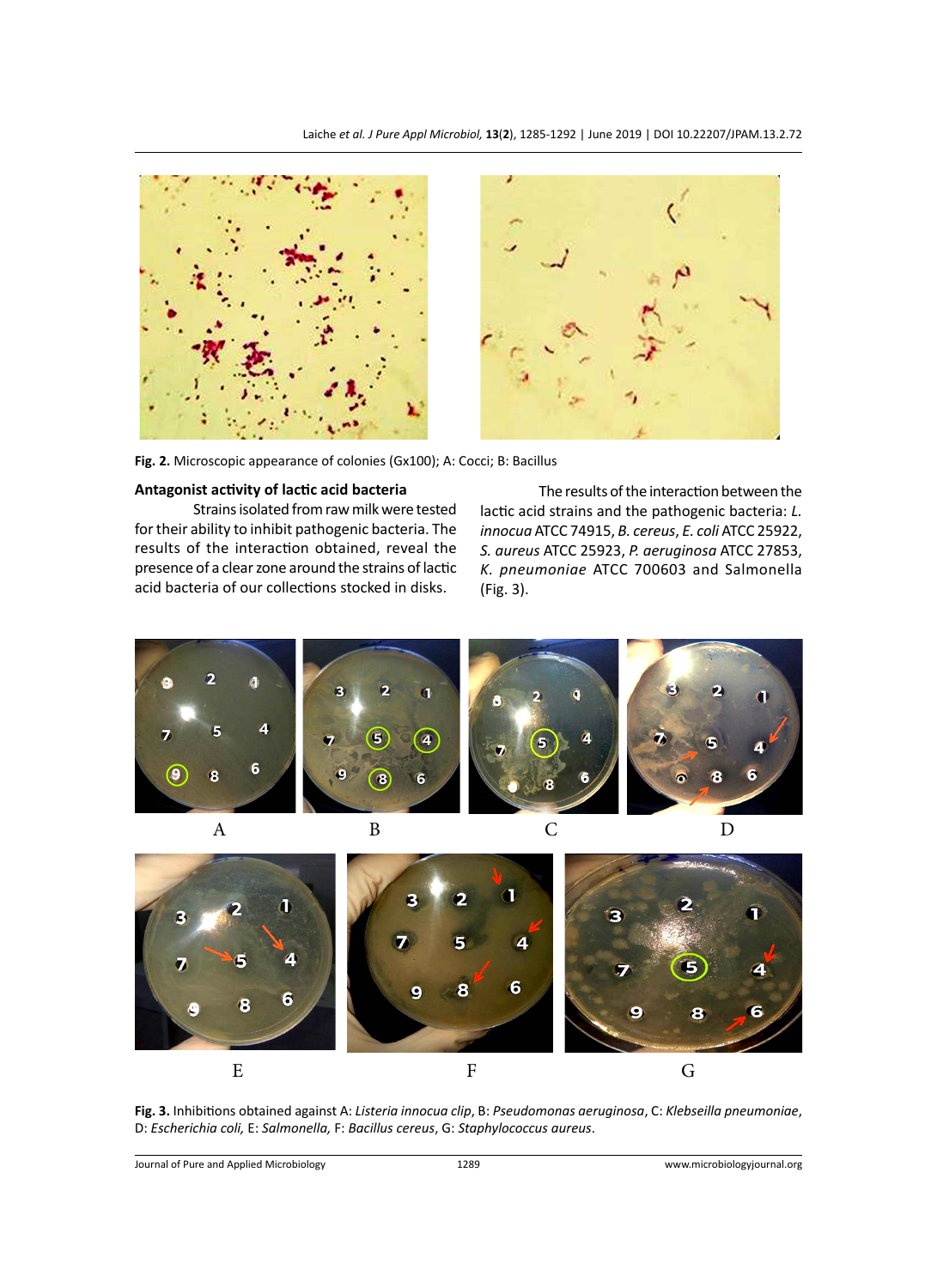**Fig. 2.** Microscopic appearance of colonies (Gx100); A: Cocci; B: Bacillus

**Antagonist activity of lactic acid bacteria**

Strains isolated from raw milk were tested for their ability to inhibit pathogenic bacteria. The results of the interaction obtained, reveal the presence of a clear zone around the strains of lactic acid bacteria of our collections stocked in disks.

The results of the interaction between the lactic acid strains and the pathogenic bacteria: *L. innocua* ATCC 74915, *B. cereus*, *E. coli* ATCC 25922, *S. aureus* ATCC 25923, *P. aeruginosa* ATCC 27853, *K. pneumoniae* ATCC 700603 and Salmonella (Fig. 3).

**Fig. 3.** Inhibitions obtained against A: *Listeria innocua clip*, B: *Pseudomonas aeruginosa*, C: *Klebseilla pneumoniae*, D: *Escherichia coli,* E: *Salmonella,* F: *Bacillus cereus*, G: *Staphylococcus aureus*.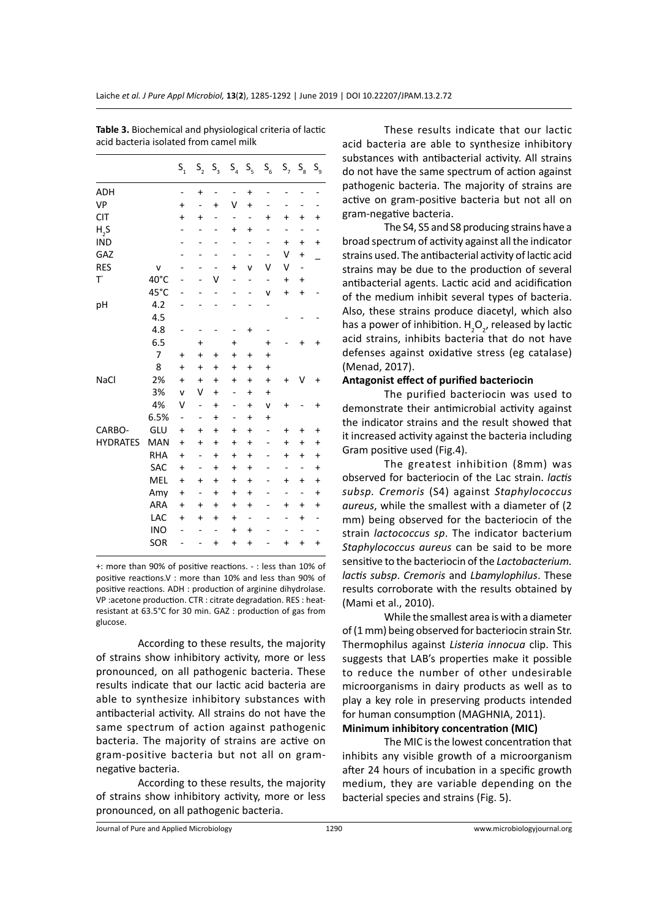**Table 3.** Biochemical and physiological criteria of lactic acid bacteria isolated from camel milk

| | | $S_1$ | $S_2$ | $S_3$ | $S_4$ | $S_5$ | $S_6$ | $S_7$ | $S_8$ | $S_9$ |
|---|---|---|---|---|---|---|---|---|---|---|
| ADH | | - | + | - | - | + | - | - | - | - |
| VP | | + | - | + | V | + | - | - | - | - |
| CIT | | + | + | - | - | - | + | + | + | + |
| $H_2S$ | | - | - | - | + | + | - | - | - | - |
| IND | | - | - | - | - | - | - | + | + | + |
| GAZ | | - | - | - | - | - | - | V | + | _ |
| RES | v | - | - | - | + | v | V | V | - | |
| T° | 40°C | - | - | V | - | - | - | + | + | |
| | 45°C | - | - | - | - | - | v | + | + | - |
| pH | 4.2 | - | - | - | - | - | - | | | |
| | 4.5 | | | | | | | - | - | - |
| | 4.8 | - | | - | - | + | - | | | |
| | 6.5 | | + | | + | | + | - | + | + |
| | 7 | + | + | + | + | + | + | | | |
| | 8 | + | + | + | + | + | + | | | |
| NaCl | 2% | + | + | + | + | + | + | + | V | + |
| | 3% | v | V | + | - | + | + | | | |
| | 4% | V | - | + | - | + | v | + | - | + |
| | 6.5% | - | - | + | - | + | + | | | |
| CARBO-HYDRATES | GLU | + | + | + | + | + | - | + | + | + |
| | MAN | + | + | + | + | + | - | + | + | + |
| | RHA | + | - | + | + | + | - | + | + | + |
| | SAC | + | - | + | + | + | - | - | - | + |
| | MEL | + | + | + | + | + | - | + | + | + |
| | Amy | + | - | + | + | + | - | - | - | + |
| | ARA | + | + | + | + | + | - | + | + | + |
| | LAC | + | + | + | + | - | - | - | + | - |
| | INO | - | - | - | + | + | - | - | - | - |
| | SOR | - | - | + | + | + | - | + | + | + |

+: more than 90% of positive reactions. - : less than 10% of positive reactions.V : more than 10% and less than 90% of positive reactions. ADH : production of arginine dihydrolase. VP :acetone production. CTR : citrate degradation. RES : heat-resistant at 63.5°C for 30 min. GAZ : production of gas from glucose.

According to these results, the majority of strains show inhibitory activity, more or less pronounced, on all pathogenic bacteria. These results indicate that our lactic acid bacteria are able to synthesize inhibitory substances with antibacterial activity. All strains do not have the same spectrum of action against pathogenic bacteria. The majority of strains are active on gram-positive bacteria but not all on gram-negative bacteria.

According to these results, the majority of strains show inhibitory activity, more or less pronounced, on all pathogenic bacteria. These results indicate that our lactic acid bacteria are able to synthesize inhibitory substances with antibacterial activity. All strains do not have the same spectrum of action against pathogenic bacteria. The majority of strains are active on gram-positive bacteria but not all on gram-negative bacteria.

The S4, S5 and S8 producing strains have a broad spectrum of activity against all the indicator strains used. The antibacterial activity of lactic acid strains may be due to the production of several antibacterial agents. Lactic acid and acidification of the medium inhibit several types of bacteria. Also, these strains produce diacetyl, which also has a power of inhibition. $H_2O_2$, released by lactic acid strains, inhibits bacteria that do not have defenses against oxidative stress (eg catalase) (Menad, 2017).

**Antagonist effect of purified bacteriocin**

The purified bacteriocin was used to demonstrate their antimicrobial activity against the indicator strains and the result showed that it increased activity against the bacteria including Gram positive used (Fig.4).

The greatest inhibition (8mm) was observed for bacteriocin of the Lac strain. *lactis subsp. Cremoris* (S4) against *Staphylococcus aureus*, while the smallest with a diameter of (2 mm) being observed for the bacteriocin of the strain *lactococcus sp*. The indicator bacterium *Staphylococcus aureus* can be said to be more sensitive to the bacteriocin of the *Lactobacterium. lactis subsp*. *Cremoris* and *Lbamylophilus*. These results corroborate with the results obtained by (Mami et al., 2010).

While the smallest area is with a diameter of (1 mm) being observed for bacteriocin strain Str. Thermophilus against *Listeria innocua* clip. This suggests that LAB's properties make it possible to reduce the number of other undesirable microorganisms in dairy products as well as to play a key role in preserving products intended for human consumption (MAGHNIA, 2011).

**Minimum inhibitory concentration (MIC)**

The MIC is the lowest concentration that inhibits any visible growth of a microorganism after 24 hours of incubation in a specific growth medium, they are variable depending on the bacterial species and strains (Fig. 5).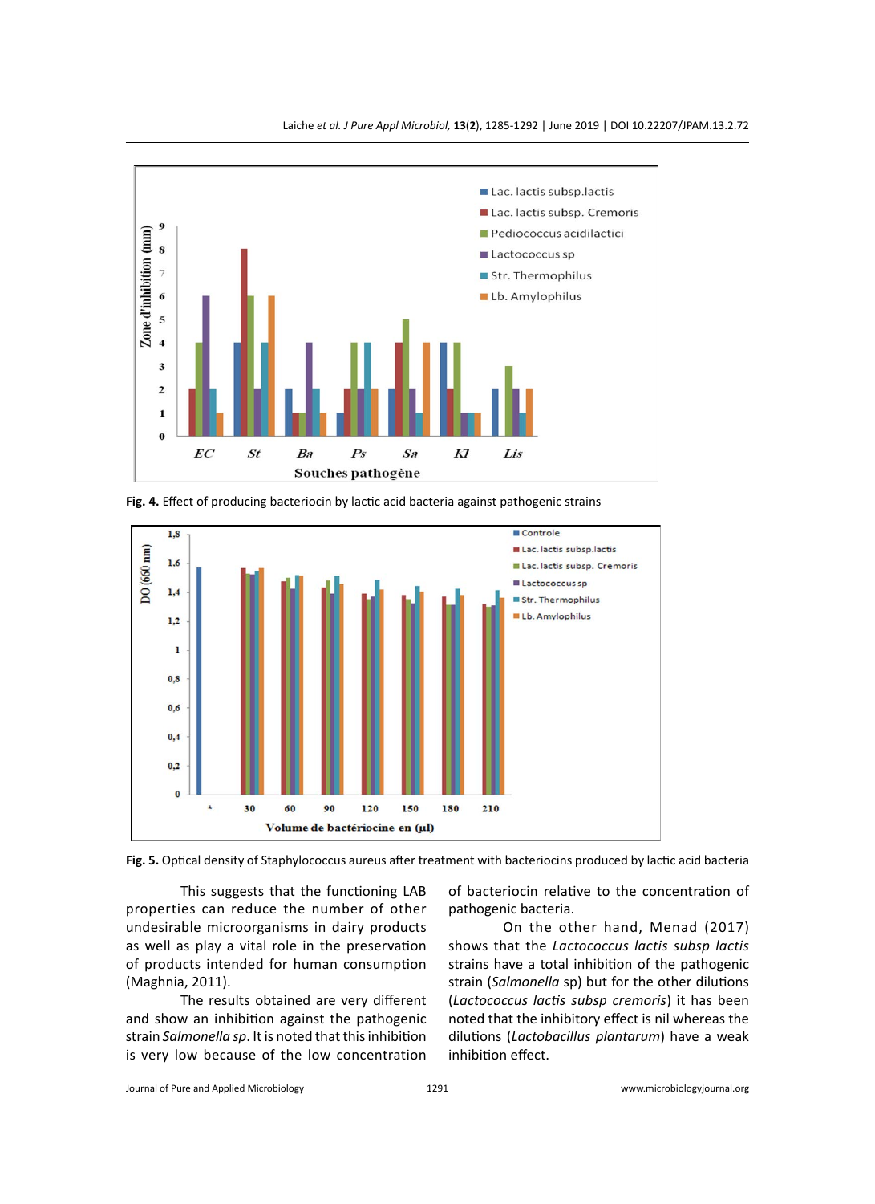**Fig. 4.** Effect of producing bacteriocin by lactic acid bacteria against pathogenic strains

**Fig. 5.** Optical density of Staphylococcus aureus after treatment with bacteriocins produced by lactic acid bacteria

This suggests that the functioning LAB properties can reduce the number of other undesirable microorganisms in dairy products as well as play a vital role in the preservation of products intended for human consumption (Maghnia, 2011).

The results obtained are very different and show an inhibition against the pathogenic strain *Salmonella sp*. It is noted that this inhibition is very low because of the low concentration of bacteriocin relative to the concentration of pathogenic bacteria.

On the other hand, Menad (2017) shows that the *Lactococcus lactis subsp lactis* strains have a total inhibition of the pathogenic strain (*Salmonella* sp) but for the other dilutions (*Lactococcus lactis subsp cremoris*) it has been noted that the inhibitory effect is nil whereas the dilutions (*Lactobacillus plantarum*) have a weak inhibition effect.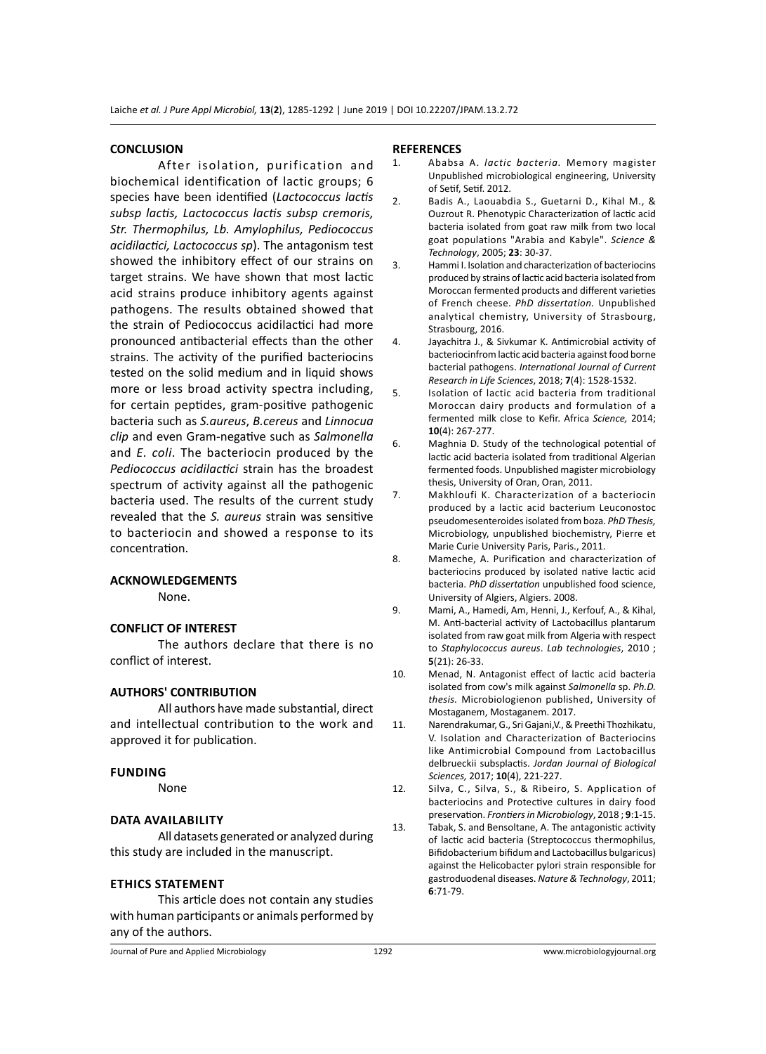## CONCLUSION

After isolation, purification and biochemical identification of lactic groups; 6 species have been identified (*Lactococcus lactis subsp lactis, Lactococcus lactis subsp cremoris, Str. Thermophilus, Lb. Amylophilus, Pediococcus acidilactici, Lactococcus sp*). The antagonism test showed the inhibitory effect of our strains on target strains. We have shown that most lactic acid strains produce inhibitory agents against pathogens. The results obtained showed that the strain of Pediococcus acidilactici had more pronounced antibacterial effects than the other strains. The activity of the purified bacteriocins tested on the solid medium and in liquid shows more or less broad activity spectra including, for certain peptides, gram-positive pathogenic bacteria such as *S.aureus*, *B.cereus* and *Linnocua clip* and even Gram-negative such as *Salmonella* and *E. coli*. The bacteriocin produced by the *Pediococcus acidilactici* strain has the broadest spectrum of activity against all the pathogenic bacteria used. The results of the current study revealed that the *S. aureus* strain was sensitive to bacteriocin and showed a response to its concentration.

## ACKNOWLEDGEMENTS

None.

## CONFLICT OF INTEREST

The authors declare that there is no conflict of interest.

## AUTHORS' CONTRIBUTION

All authors have made substantial, direct and intellectual contribution to the work and approved it for publication.

## FUNDING

None

## DATA AVAILABILITY

All datasets generated or analyzed during this study are included in the manuscript.

## ETHICS STATEMENT

This article does not contain any studies with human participants or animals performed by any of the authors.

## REFERENCES

1. Ababsa A. *lactic bacteria*. Memory magister Unpublished microbiological engineering, University of Setif, Setif. 2012.
2. Badis A., Laouabdia S., Guetarni D., Kihal M., & Ouzrout R. Phenotypic Characterization of lactic acid bacteria isolated from goat raw milk from two local goat populations "Arabia and Kabyle". *Science & Technology*, 2005; **23**: 30-37.
3. Hammi I. Isolation and characterization of bacteriocins produced by strains of lactic acid bacteria isolated from Moroccan fermented products and different varieties of French cheese. *PhD dissertation*. Unpublished analytical chemistry, University of Strasbourg, Strasbourg, 2016.
4. Jayachitra J., & Sivkumar K. Antimicrobial activity of bacteriocinfrom lactic acid bacteria against food borne bacterial pathogens. *International Journal of Current Research in Life Sciences*, 2018; **7**(4): 1528-1532.
5. Isolation of lactic acid bacteria from traditional Moroccan dairy products and formulation of a fermented milk close to Kefir. Africa *Science,* 2014; **10**(4): 267-277.
6. Maghnia D. Study of the technological potential of lactic acid bacteria isolated from traditional Algerian fermented foods. Unpublished magister microbiology thesis, University of Oran, Oran, 2011.
7. Makhloufi K. Characterization of a bacteriocin produced by a lactic acid bacterium Leuconostoc pseudomesenteroides isolated from boza. *PhD Thesis,* Microbiology, unpublished biochemistry, Pierre et Marie Curie University Paris, Paris., 2011.
8. Mameche, A. Purification and characterization of bacteriocins produced by isolated native lactic acid bacteria. *PhD dissertation* unpublished food science, University of Algiers, Algiers. 2008.
9. Mami, A., Hamedi, Am, Henni, J., Kerfouf, A., & Kihal, M. Anti-bacterial activity of Lactobacillus plantarum isolated from raw goat milk from Algeria with respect to *Staphylococcus aureus*. *Lab technologies*, 2010 ; **5**(21): 26-33.
10. Menad, N. Antagonist effect of lactic acid bacteria isolated from cow's milk against *Salmonella* sp. *Ph.D. thesis.* Microbiologienon published, University of Mostaganem, Mostaganem. 2017.
11. Narendrakumar, G., Sri Gajani,V., & Preethi Thozhikatu, V. Isolation and Characterization of Bacteriocins like Antimicrobial Compound from Lactobacillus delbrueckii subsplactis. *Jordan Journal of Biological Sciences,* 2017; **10**(4), 221-227.
12. Silva, C., Silva, S., & Ribeiro, S. Application of bacteriocins and Protective cultures in dairy food preservation. *Frontiers in Microbiology*, 2018 ; **9**:1-15.
13. Tabak, S. and Bensoltane, A. The antagonistic activity of lactic acid bacteria (Streptococcus thermophilus, Bifidobacterium bifidum and Lactobacillus bulgaricus) against the Helicobacter pylori strain responsible for gastroduodenal diseases. *Nature & Technology*, 2011; **6**:71-79.